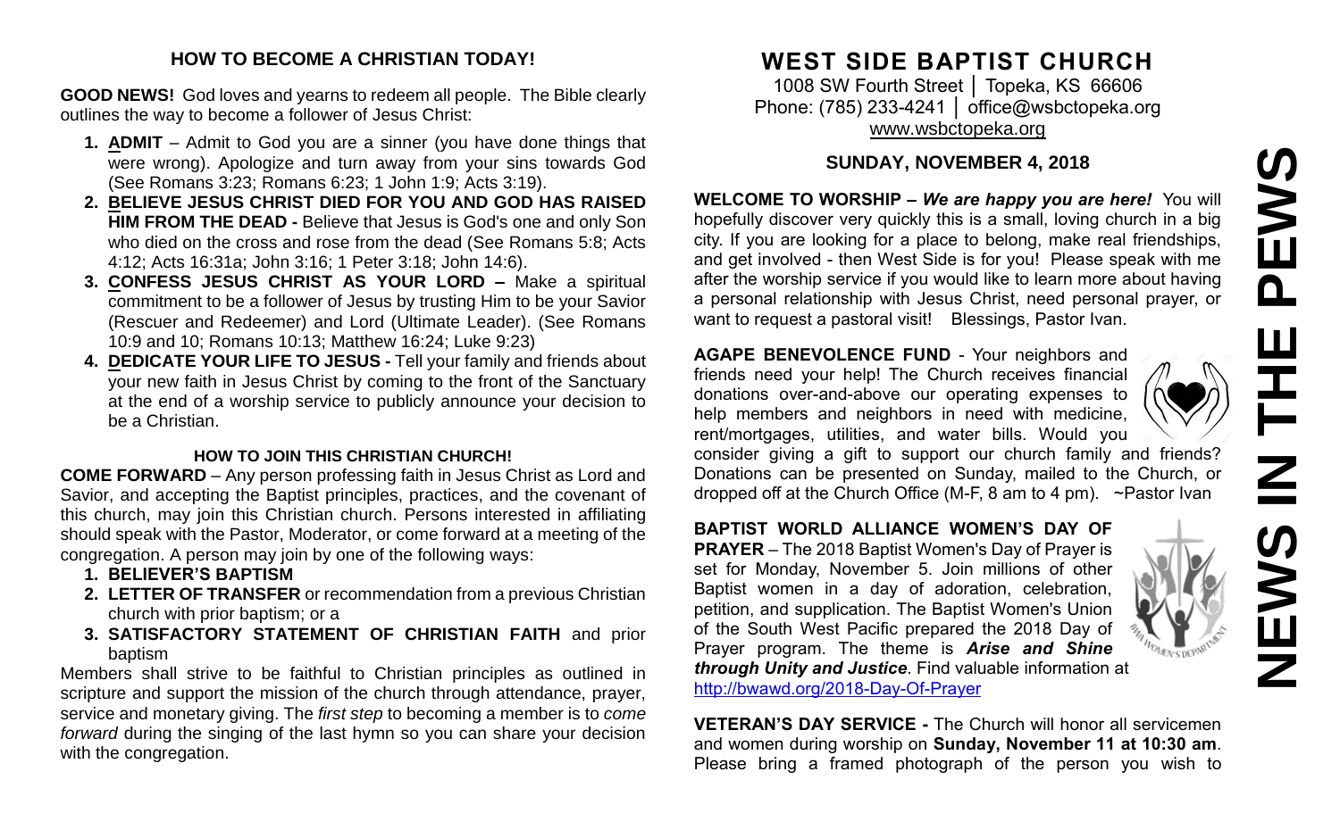## HOW TO BECOME A CHRISTIAN TODAY!

**GOOD NEWS!** God loves and yearns to redeem all people. The Bible clearly outlines the way to become a follower of Jesus Christ:

1. **ADMIT** – Admit to God you are a sinner (you have done things that were wrong). Apologize and turn away from your sins towards God (See Romans 3:23; Romans 6:23; 1 John 1:9; Acts 3:19).
2. **BELIEVE JESUS CHRIST DIED FOR YOU AND GOD HAS RAISED HIM FROM THE DEAD -** Believe that Jesus is God's one and only Son who died on the cross and rose from the dead (See Romans 5:8; Acts 4:12; Acts 16:31a; John 3:16; 1 Peter 3:18; John 14:6).
3. **CONFESS JESUS CHRIST AS YOUR LORD –** Make a spiritual commitment to be a follower of Jesus by trusting Him to be your Savior (Rescuer and Redeemer) and Lord (Ultimate Leader). (See Romans 10:9 and 10; Romans 10:13; Matthew 16:24; Luke 9:23)
4. **DEDICATE YOUR LIFE TO JESUS -** Tell your family and friends about your new faith in Jesus Christ by coming to the front of the Sanctuary at the end of a worship service to publicly announce your decision to be a Christian.

### HOW TO JOIN THIS CHRISTIAN CHURCH!

**COME FORWARD** – Any person professing faith in Jesus Christ as Lord and Savior, and accepting the Baptist principles, practices, and the covenant of this church, may join this Christian church. Persons interested in affiliating should speak with the Pastor, Moderator, or come forward at a meeting of the congregation. A person may join by one of the following ways:

1. **BELIEVER'S BAPTISM**
2. **LETTER OF TRANSFER** or recommendation from a previous Christian church with prior baptism; or a
3. **SATISFACTORY STATEMENT OF CHRISTIAN FAITH** and prior baptism

Members shall strive to be faithful to Christian principles as outlined in scripture and support the mission of the church through attendance, prayer, service and monetary giving. The *first step* to becoming a member is to *come forward* during the singing of the last hymn so you can share your decision with the congregation.

# WEST SIDE BAPTIST CHURCH

1008 SW Fourth Street │ Topeka, KS 66606
Phone: (785) 233-4241 │ office@wsbctopeka.org
www.wsbctopeka.org

## SUNDAY, NOVEMBER 4, 2018

# NEWS IN THE PEWS

**WELCOME TO WORSHIP –** ***We are happy you are here!*** You will hopefully discover very quickly this is a small, loving church in a big city. If you are looking for a place to belong, make real friendships, and get involved - then West Side is for you! Please speak with me after the worship service if you would like to learn more about having a personal relationship with Jesus Christ, need personal prayer, or want to request a pastoral visit! Blessings, Pastor Ivan.

**AGAPE BENEVOLENCE FUND** - Your neighbors and friends need your help! The Church receives financial donations over-and-above our operating expenses to help members and neighbors in need with medicine, rent/mortgages, utilities, and water bills. Would you consider giving a gift to support our church family and friends? Donations can be presented on Sunday, mailed to the Church, or dropped off at the Church Office (M-F, 8 am to 4 pm). ~Pastor Ivan

**BAPTIST WORLD ALLIANCE WOMEN'S DAY OF PRAYER** – The 2018 Baptist Women's Day of Prayer is set for Monday, November 5. Join millions of other Baptist women in a day of adoration, celebration, petition, and supplication. The Baptist Women's Union of the South West Pacific prepared the 2018 Day of Prayer program. The theme is ***Arise and Shine through Unity and Justice***. Find valuable information at http://bwawd.org/2018-Day-Of-Prayer

**VETERAN'S DAY SERVICE -** The Church will honor all servicemen and women during worship on **Sunday, November 11 at 10:30 am**. Please bring a framed photograph of the person you wish to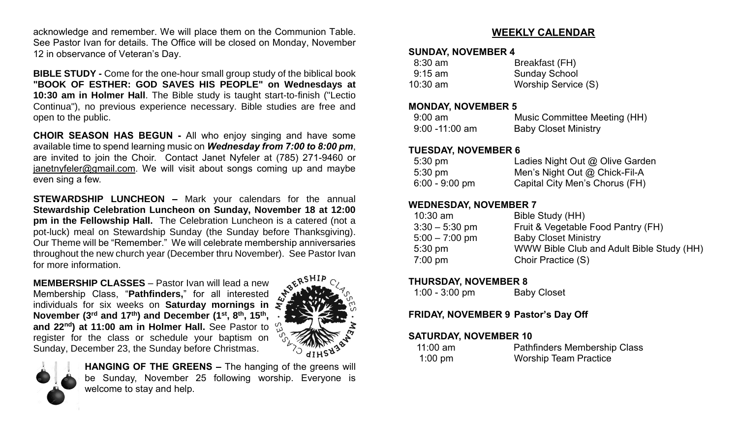acknowledge and remember. We will place them on the Communion Table. See Pastor Ivan for details. The Office will be closed on Monday, November 12 in observance of Veteran's Day.

**BIBLE STUDY -** Come for the one-hour small group study of the biblical book **"BOOK OF ESTHER: GOD SAVES HIS PEOPLE" on Wednesdays at 10:30 am in Holmer Hall**. The Bible study is taught start-to-finish ("Lectio Continua"), no previous experience necessary. Bible studies are free and open to the public.

**CHOIR SEASON HAS BEGUN -** All who enjoy singing and have some available time to spend learning music on ***Wednesday from 7:00 to 8:00 pm***, are invited to join the Choir. Contact Janet Nyfeler at (785) 271-9460 or janetnyfeler@gmail.com. We will visit about songs coming up and maybe even sing a few.

**STEWARDSHIP LUNCHEON –** Mark your calendars for the annual **Stewardship Celebration Luncheon on Sunday, November 18 at 12:00 pm in the Fellowship Hall.** The Celebration Luncheon is a catered (not a pot-luck) meal on Stewardship Sunday (the Sunday before Thanksgiving). Our Theme will be "Remember." We will celebrate membership anniversaries throughout the new church year (December thru November). See Pastor Ivan for more information.

**MEMBERSHIP CLASSES** – Pastor Ivan will lead a new Membership Class, "**Pathfinders,**" for all interested individuals for six weeks on **Saturday mornings in November (3rd and 17th) and December (1st, 8th, 15th, and 22nd) at 11:00 am in Holmer Hall.** See Pastor to register for the class or schedule your baptism on Sunday, December 23, the Sunday before Christmas.

**HANGING OF THE GREENS –** The hanging of the greens will be Sunday, November 25 following worship. Everyone is welcome to stay and help.

## WEEKLY CALENDAR

**SUNDAY, NOVEMBER 4**

| | |
|---|---|
| 8:30 am | Breakfast (FH) |
| 9:15 am | Sunday School |
| 10:30 am | Worship Service (S) |

**MONDAY, NOVEMBER 5**

| | |
|---|---|
| 9:00 am | Music Committee Meeting (HH) |
| 9:00 -11:00 am | Baby Closet Ministry |

**TUESDAY, NOVEMBER 6**

| | |
|---|---|
| 5:30 pm | Ladies Night Out @ Olive Garden |
| 5:30 pm | Men's Night Out @ Chick-Fil-A |
| 6:00 - 9:00 pm | Capital City Men's Chorus (FH) |

**WEDNESDAY, NOVEMBER 7**

| | |
|---|---|
| 10:30 am | Bible Study (HH) |
| 3:30 – 5:30 pm | Fruit & Vegetable Food Pantry (FH) |
| 5:00 – 7:00 pm | Baby Closet Ministry |
| 5:30 pm | WWW Bible Club and Adult Bible Study (HH) |
| 7:00 pm | Choir Practice (S) |

**THURSDAY, NOVEMBER 8**

| | |
|---|---|
| 1:00 - 3:00 pm | Baby Closet |

**FRIDAY, NOVEMBER 9 Pastor's Day Off**

**SATURDAY, NOVEMBER 10**

| | |
|---|---|
| 11:00 am | Pathfinders Membership Class |
| 1:00 pm | Worship Team Practice |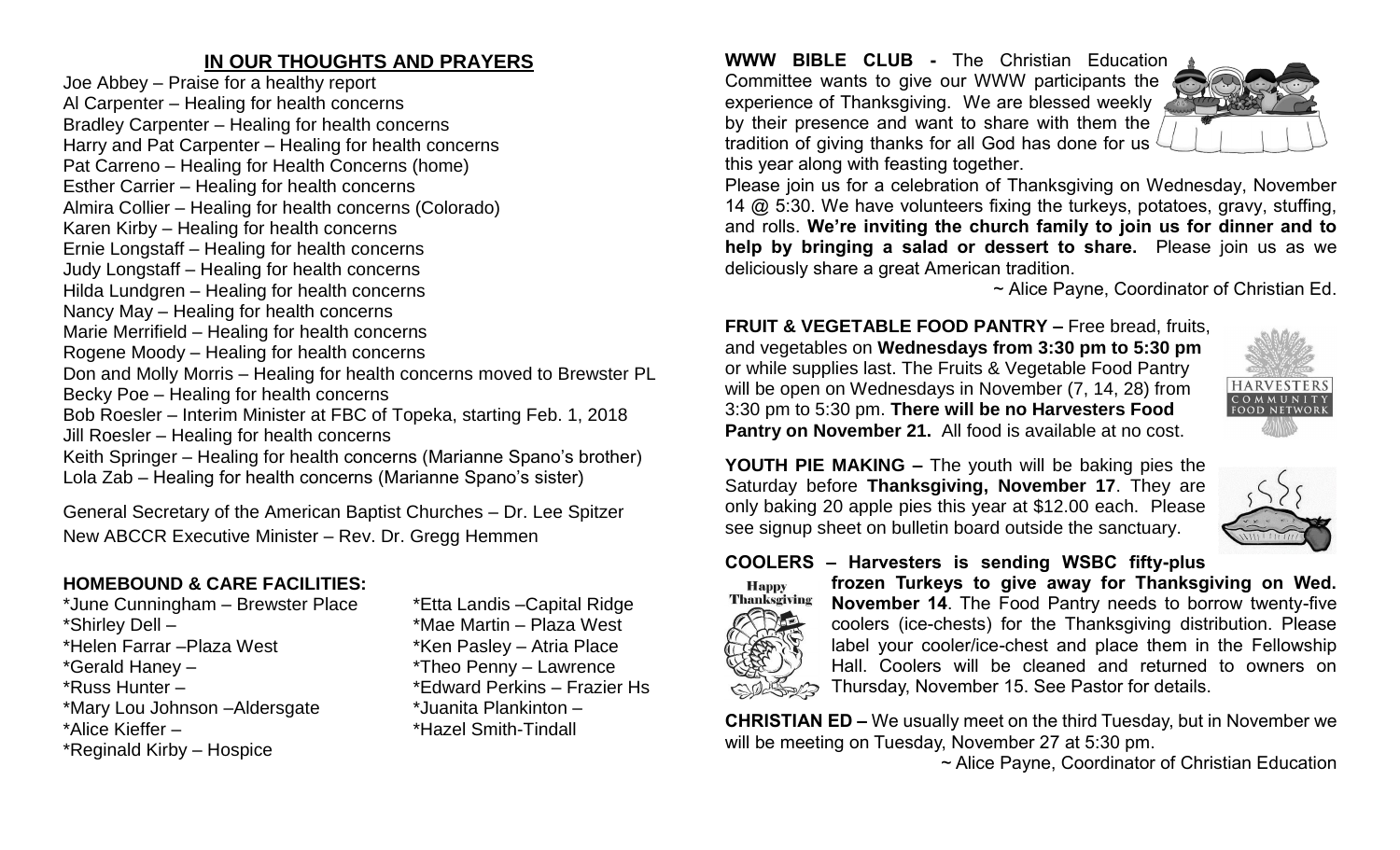## IN OUR THOUGHTS AND PRAYERS

Joe Abbey – Praise for a healthy report
Al Carpenter – Healing for health concerns
Bradley Carpenter – Healing for health concerns
Harry and Pat Carpenter – Healing for health concerns
Pat Carreno – Healing for Health Concerns (home)
Esther Carrier – Healing for health concerns
Almira Collier – Healing for health concerns (Colorado)
Karen Kirby – Healing for health concerns
Ernie Longstaff – Healing for health concerns
Judy Longstaff – Healing for health concerns
Hilda Lundgren – Healing for health concerns
Nancy May – Healing for health concerns
Marie Merrifield – Healing for health concerns
Rogene Moody – Healing for health concerns
Don and Molly Morris – Healing for health concerns moved to Brewster PL
Becky Poe – Healing for health concerns
Bob Roesler – Interim Minister at FBC of Topeka, starting Feb. 1, 2018
Jill Roesler – Healing for health concerns
Keith Springer – Healing for health concerns (Marianne Spano's brother)
Lola Zab – Healing for health concerns (Marianne Spano's sister)

General Secretary of the American Baptist Churches – Dr. Lee Spitzer
New ABCCR Executive Minister – Rev. Dr. Gregg Hemmen

### HOMEBOUND & CARE FACILITIES:

*June Cunningham – Brewster Place
*Shirley Dell –
*Helen Farrar –Plaza West
*Gerald Haney –
*Russ Hunter –
*Mary Lou Johnson –Aldersgate
*Alice Kieffer –
*Reginald Kirby – Hospice
*Etta Landis –Capital Ridge
*Mae Martin – Plaza West
*Ken Pasley – Atria Place
*Theo Penny – Lawrence
*Edward Perkins – Frazier Hs
*Juanita Plankinton –
*Hazel Smith-Tindall

**WWW BIBLE CLUB -** The Christian Education Committee wants to give our WWW participants the experience of Thanksgiving. We are blessed weekly by their presence and want to share with them the tradition of giving thanks for all God has done for us this year along with feasting together.

Please join us for a celebration of Thanksgiving on Wednesday, November 14 @ 5:30. We have volunteers fixing the turkeys, potatoes, gravy, stuffing, and rolls. **We're inviting the church family to join us for dinner and to help by bringing a salad or dessert to share.** Please join us as we deliciously share a great American tradition.

~ Alice Payne, Coordinator of Christian Ed.

**FRUIT & VEGETABLE FOOD PANTRY –** Free bread, fruits, and vegetables on **Wednesdays from 3:30 pm to 5:30 pm** or while supplies last. The Fruits & Vegetable Food Pantry will be open on Wednesdays in November (7, 14, 28) from 3:30 pm to 5:30 pm. **There will be no Harvesters Food Pantry on November 21.** All food is available at no cost.

**YOUTH PIE MAKING –** The youth will be baking pies the Saturday before **Thanksgiving, November 17**. They are only baking 20 apple pies this year at $12.00 each. Please see signup sheet on bulletin board outside the sanctuary.

**COOLERS – Harvesters is sending WSBC fifty-plus frozen Turkeys to give away for Thanksgiving on Wed. November 14**. The Food Pantry needs to borrow twenty-five coolers (ice-chests) for the Thanksgiving distribution. Please label your cooler/ice-chest and place them in the Fellowship Hall. Coolers will be cleaned and returned to owners on Thursday, November 15. See Pastor for details.

**CHRISTIAN ED –** We usually meet on the third Tuesday, but in November we will be meeting on Tuesday, November 27 at 5:30 pm.

~ Alice Payne, Coordinator of Christian Education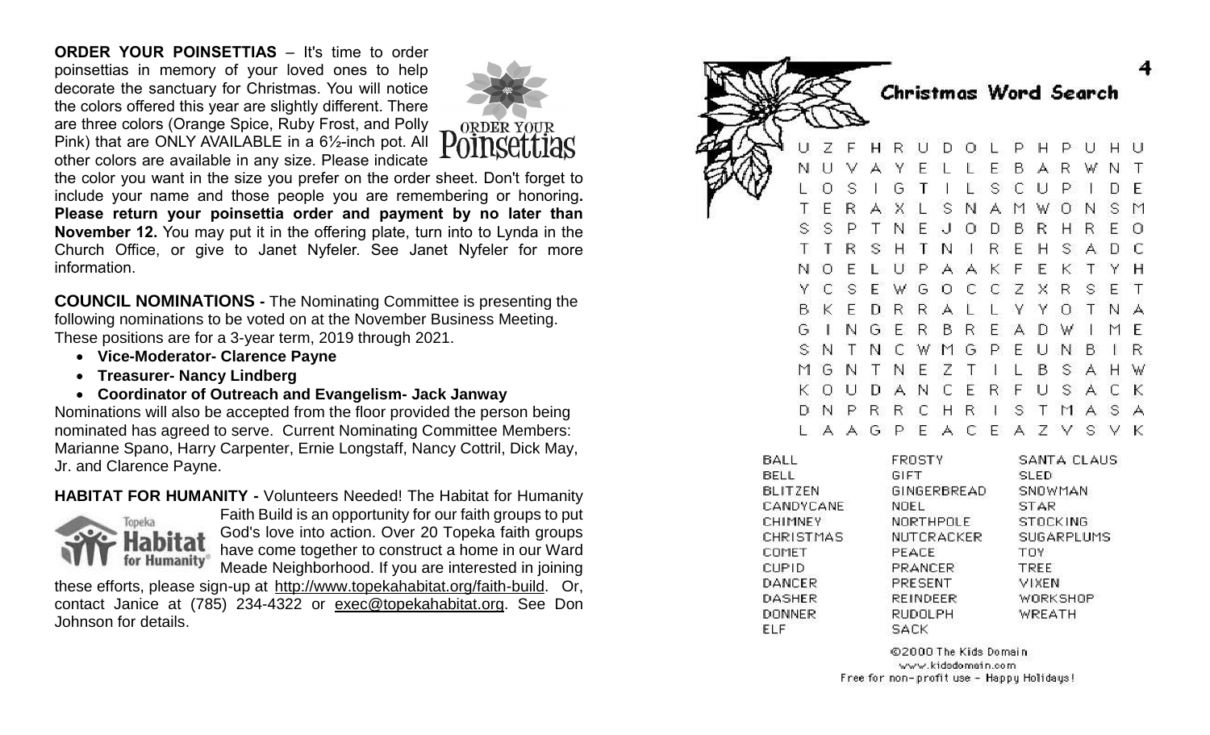**ORDER YOUR POINSETTIAS** – It's time to order poinsettias in memory of your loved ones to help decorate the sanctuary for Christmas. You will notice the colors offered this year are slightly different. There are three colors (Orange Spice, Ruby Frost, and Polly Pink) that are ONLY AVAILABLE in a 6½-inch pot. All other colors are available in any size. Please indicate the color you want in the size you prefer on the order sheet. Don't forget to include your name and those people you are remembering or honoring**. Please return your poinsettia order and payment by no later than November 12.** You may put it in the offering plate, turn into to Lynda in the Church Office, or give to Janet Nyfeler. See Janet Nyfeler for more information.

**COUNCIL NOMINATIONS -** The Nominating Committee is presenting the following nominations to be voted on at the November Business Meeting. These positions are for a 3-year term, 2019 through 2021.

- **Vice-Moderator- Clarence Payne**
- **Treasurer- Nancy Lindberg**
- **Coordinator of Outreach and Evangelism- Jack Janway**

Nominations will also be accepted from the floor provided the person being nominated has agreed to serve. Current Nominating Committee Members: Marianne Spano, Harry Carpenter, Ernie Longstaff, Nancy Cottril, Dick May, Jr. and Clarence Payne.

**HABITAT FOR HUMANITY -** Volunteers Needed! The Habitat for Humanity Faith Build is an opportunity for our faith groups to put God's love into action. Over 20 Topeka faith groups have come together to construct a home in our Ward Meade Neighborhood. If you are interested in joining these efforts, please sign-up at http://www.topekahabitat.org/faith-build. Or, contact Janice at (785) 234-4322 or exec@topekahabitat.org. See Don Johnson for details.

## Christmas Word Search

```
U Z F H R U D O L P H P U H U
N U V A Y E L L E B A R W N T
L O S I G T I L S C U P I D E
T E R A X L S N A M W O N S M
S S P T N E J O D B R H R E O
T T R S H T N I R E H S A D C
N O E L U P A A K F E K T Y H
Y C S E W G O C C Z X R S E T
B K E D R R A L L Y Y O T N A
G I N G E R B R E A D W I M E
S N T N C W M G P E U N B I R
M G N T N E Z T I L B S A H W
K O U D A N C E R F U S A C K
D N P R R C H R I S T M A S A
L A A G P E A C E A Z V S V K
```

| | | |
|---|---|---|
| BALL | FROSTY | SANTA CLAUS |
| BELL | GIFT | SLED |
| BLITZEN | GINGERBREAD | SNOWMAN |
| CANDYCANE | NOEL | STAR |
| CHIMNEY | NORTHPOLE | STOCKING |
| CHRISTMAS | NUTCRACKER | SUGARPLUMS |
| COMET | PEACE | TOY |
| CUPID | PRANCER | TREE |
| DANCER | PRESENT | VIXEN |
| DASHER | REINDEER | WORKSHOP |
| DONNER | RUDOLPH | WREATH |
| ELF | SACK | |

©2000 The Kids Domain
www.kidsdomain.com
Free for non-profit use – Happy Holidays!